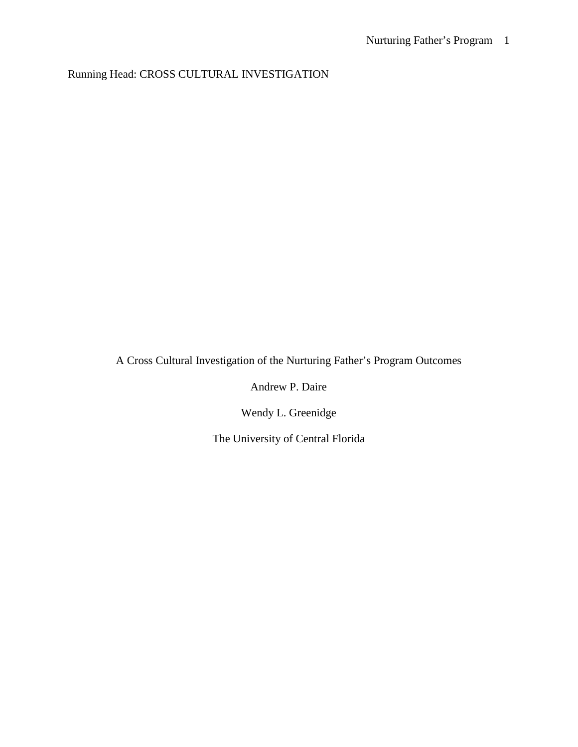Running Head: CROSS CULTURAL INVESTIGATION

# A Cross Cultural Investigation of the Nurturing Father's Program Outcomes

Andrew P. Daire

Wendy L. Greenidge

The University of Central Florida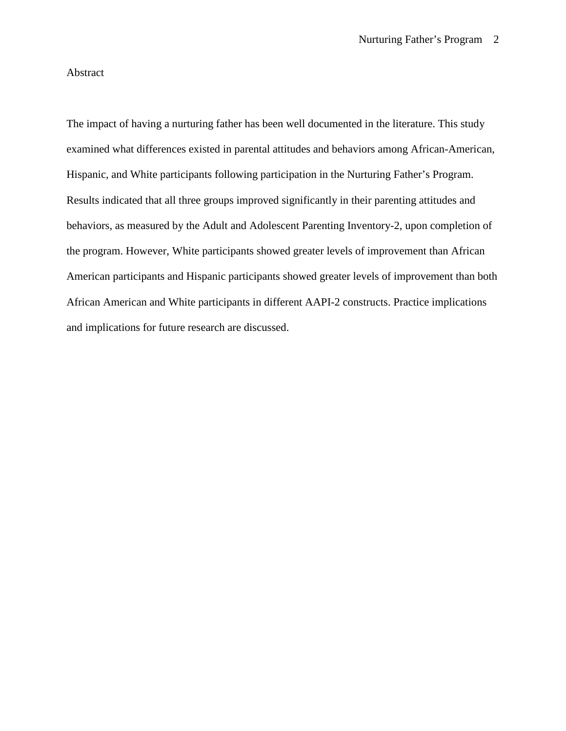# Abstract

The impact of having a nurturing father has been well documented in the literature. This study examined what differences existed in parental attitudes and behaviors among African-American, Hispanic, and White participants following participation in the Nurturing Father's Program. Results indicated that all three groups improved significantly in their parenting attitudes and behaviors, as measured by the Adult and Adolescent Parenting Inventory-2, upon completion of the program. However, White participants showed greater levels of improvement than African American participants and Hispanic participants showed greater levels of improvement than both African American and White participants in different AAPI-2 constructs. Practice implications and implications for future research are discussed.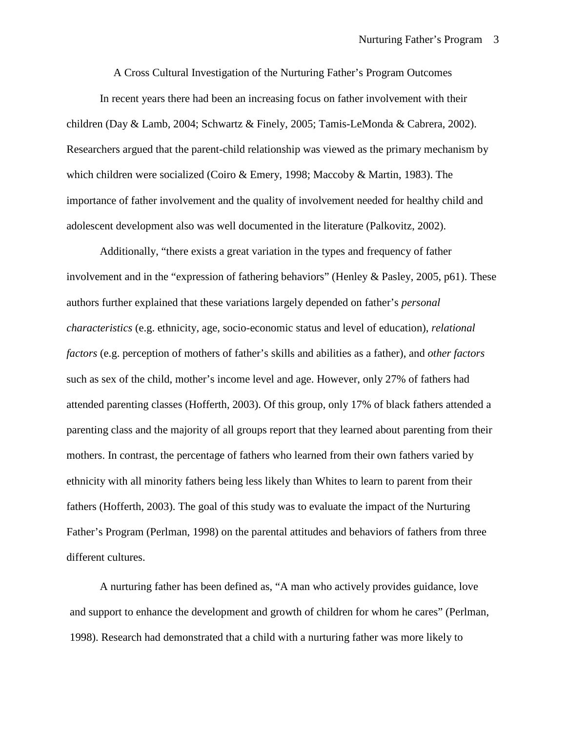A Cross Cultural Investigation of the Nurturing Father's Program Outcomes

In recent years there had been an increasing focus on father involvement with their children (Day & Lamb, 2004; Schwartz & Finely, 2005; Tamis-LeMonda & Cabrera, 2002). Researchers argued that the parent-child relationship was viewed as the primary mechanism by which children were socialized (Coiro & Emery, 1998; Maccoby & Martin, 1983). The importance of father involvement and the quality of involvement needed for healthy child and adolescent development also was well documented in the literature (Palkovitz, 2002).

Additionally, "there exists a great variation in the types and frequency of father involvement and in the "expression of fathering behaviors" (Henley & Pasley, 2005, p61). These authors further explained that these variations largely depended on father's *personal characteristics* (e.g. ethnicity, age, socio-economic status and level of education), *relational factors* (e.g. perception of mothers of father's skills and abilities as a father), and *other factors* such as sex of the child, mother's income level and age. However, only 27% of fathers had attended parenting classes (Hofferth, 2003). Of this group, only 17% of black fathers attended a parenting class and the majority of all groups report that they learned about parenting from their mothers. In contrast, the percentage of fathers who learned from their own fathers varied by ethnicity with all minority fathers being less likely than Whites to learn to parent from their fathers (Hofferth, 2003). The goal of this study was to evaluate the impact of the Nurturing Father's Program (Perlman, 1998) on the parental attitudes and behaviors of fathers from three different cultures.

A nurturing father has been defined as, "A man who actively provides guidance, love and support to enhance the development and growth of children for whom he cares" (Perlman, 1998). Research had demonstrated that a child with a nurturing father was more likely to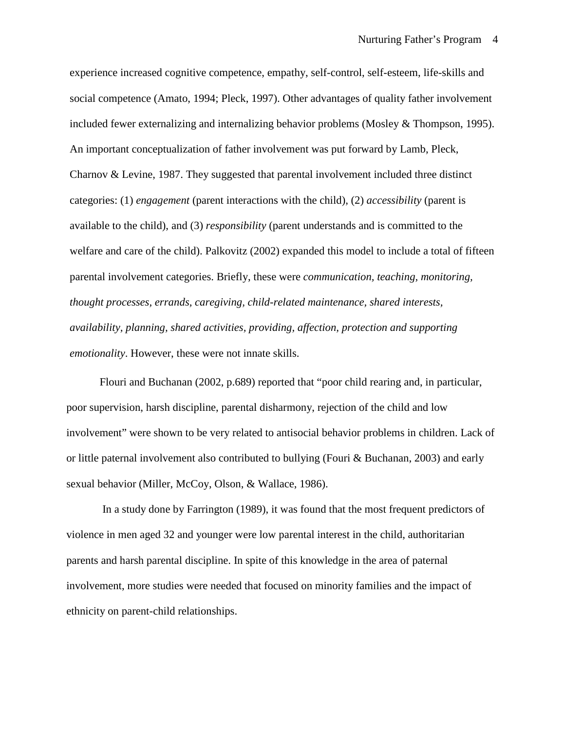experience increased cognitive competence, empathy, self-control, self-esteem, life-skills and social competence (Amato, 1994; Pleck, 1997). Other advantages of quality father involvement included fewer externalizing and internalizing behavior problems (Mosley & Thompson, 1995). An important conceptualization of father involvement was put forward by Lamb, Pleck, Charnov & Levine, 1987. They suggested that parental involvement included three distinct categories: (1) *engagement* (parent interactions with the child), (2) *accessibility* (parent is available to the child), and (3) *responsibility* (parent understands and is committed to the welfare and care of the child). Palkovitz (2002) expanded this model to include a total of fifteen parental involvement categories. Briefly, these were *communication, teaching, monitoring, thought processes, errands, caregiving, child-related maintenance, shared interests, availability, planning, shared activities, providing, affection, protection and supporting emotionality*. However, these were not innate skills.

Flouri and Buchanan (2002, p.689) reported that "poor child rearing and, in particular, poor supervision, harsh discipline, parental disharmony, rejection of the child and low involvement" were shown to be very related to antisocial behavior problems in children. Lack of or little paternal involvement also contributed to bullying (Fouri & Buchanan, 2003) and early sexual behavior (Miller, McCoy, Olson, & Wallace, 1986).

In a study done by Farrington (1989), it was found that the most frequent predictors of violence in men aged 32 and younger were low parental interest in the child, authoritarian parents and harsh parental discipline. In spite of this knowledge in the area of paternal involvement, more studies were needed that focused on minority families and the impact of ethnicity on parent-child relationships.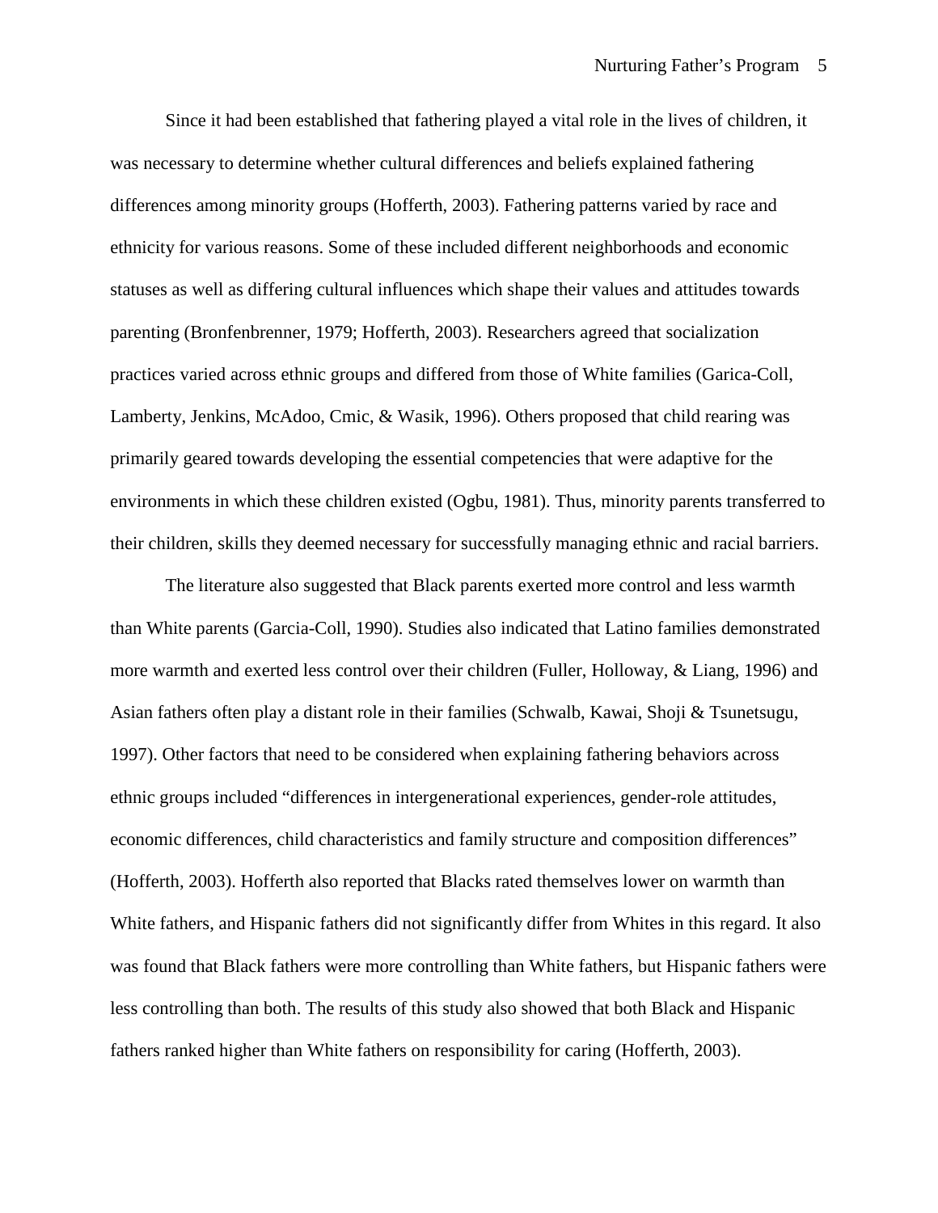Since it had been established that fathering played a vital role in the lives of children, it was necessary to determine whether cultural differences and beliefs explained fathering differences among minority groups (Hofferth, 2003). Fathering patterns varied by race and ethnicity for various reasons. Some of these included different neighborhoods and economic statuses as well as differing cultural influences which shape their values and attitudes towards parenting (Bronfenbrenner, 1979; Hofferth, 2003). Researchers agreed that socialization practices varied across ethnic groups and differed from those of White families (Garica-Coll, Lamberty, Jenkins, McAdoo, Cmic, & Wasik, 1996). Others proposed that child rearing was primarily geared towards developing the essential competencies that were adaptive for the environments in which these children existed (Ogbu, 1981). Thus, minority parents transferred to their children, skills they deemed necessary for successfully managing ethnic and racial barriers.

The literature also suggested that Black parents exerted more control and less warmth than White parents (Garcia-Coll, 1990). Studies also indicated that Latino families demonstrated more warmth and exerted less control over their children (Fuller, Holloway, & Liang, 1996) and Asian fathers often play a distant role in their families (Schwalb, Kawai, Shoji & Tsunetsugu, 1997). Other factors that need to be considered when explaining fathering behaviors across ethnic groups included "differences in intergenerational experiences, gender-role attitudes, economic differences, child characteristics and family structure and composition differences" (Hofferth, 2003). Hofferth also reported that Blacks rated themselves lower on warmth than White fathers, and Hispanic fathers did not significantly differ from Whites in this regard. It also was found that Black fathers were more controlling than White fathers, but Hispanic fathers were less controlling than both. The results of this study also showed that both Black and Hispanic fathers ranked higher than White fathers on responsibility for caring (Hofferth, 2003).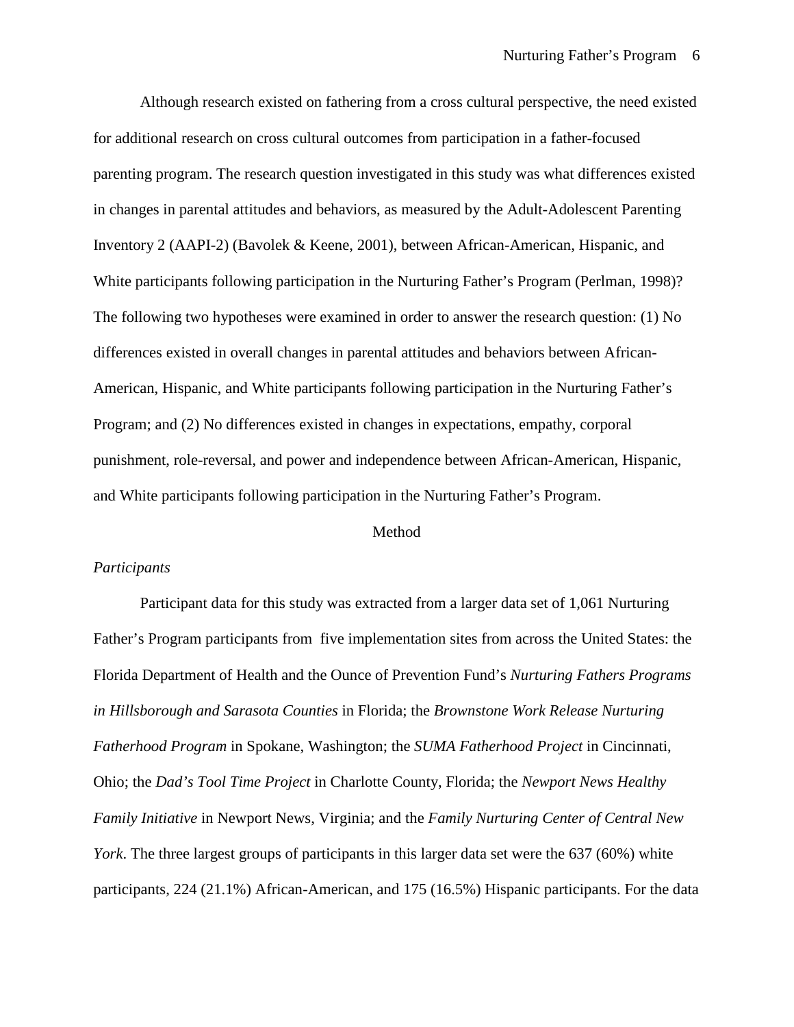Although research existed on fathering from a cross cultural perspective, the need existed for additional research on cross cultural outcomes from participation in a father-focused parenting program. The research question investigated in this study was what differences existed in changes in parental attitudes and behaviors, as measured by the Adult-Adolescent Parenting Inventory 2 (AAPI-2) (Bavolek & Keene, 2001), between African-American, Hispanic, and White participants following participation in the Nurturing Father's Program (Perlman, 1998)? The following two hypotheses were examined in order to answer the research question: (1) No differences existed in overall changes in parental attitudes and behaviors between African-American, Hispanic, and White participants following participation in the Nurturing Father's Program; and (2) No differences existed in changes in expectations, empathy, corporal punishment, role-reversal, and power and independence between African-American, Hispanic, and White participants following participation in the Nurturing Father's Program.

## Method

### *Participants*

Participant data for this study was extracted from a larger data set of 1,061 Nurturing Father's Program participants from five implementation sites from across the United States: the Florida Department of Health and the Ounce of Prevention Fund's *Nurturing Fathers Programs in Hillsborough and Sarasota Counties* in Florida; the *Brownstone Work Release Nurturing Fatherhood Program* in Spokane, Washington; the *SUMA Fatherhood Project* in Cincinnati, Ohio; the *Dad's Tool Time Project* in Charlotte County, Florida; the *Newport News Healthy Family Initiative* in Newport News, Virginia; and the *Family Nurturing Center of Central New York*. The three largest groups of participants in this larger data set were the 637 (60%) white participants, 224 (21.1%) African-American, and 175 (16.5%) Hispanic participants. For the data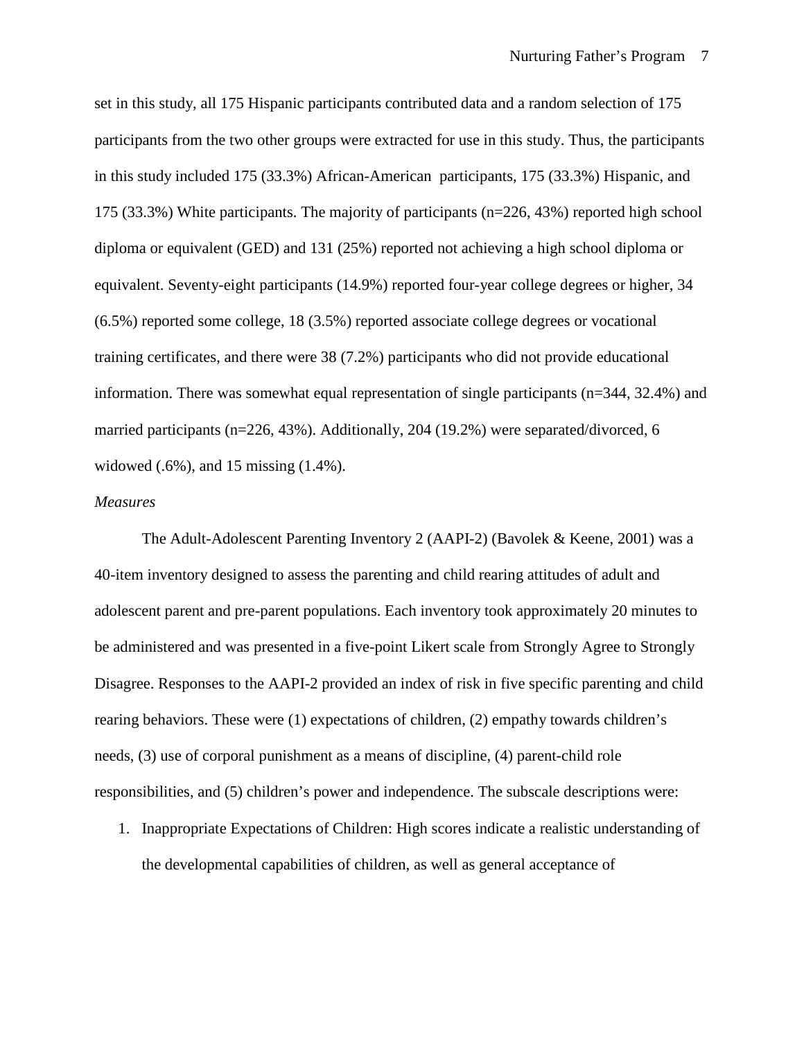set in this study, all 175 Hispanic participants contributed data and a random selection of 175 participants from the two other groups were extracted for use in this study. Thus, the participants in this study included 175 (33.3%) African-American participants, 175 (33.3%) Hispanic, and 175 (33.3%) White participants. The majority of participants (n=226, 43%) reported high school diploma or equivalent (GED) and 131 (25%) reported not achieving a high school diploma or equivalent. Seventy-eight participants (14.9%) reported four-year college degrees or higher, 34 (6.5%) reported some college, 18 (3.5%) reported associate college degrees or vocational training certificates, and there were 38 (7.2%) participants who did not provide educational information. There was somewhat equal representation of single participants (n=344, 32.4%) and married participants (n=226, 43%). Additionally, 204 (19.2%) were separated/divorced, 6 widowed (.6%), and 15 missing (1.4%).

*Measures*

The Adult-Adolescent Parenting Inventory 2 (AAPI-2) (Bavolek & Keene, 2001) was a 40-item inventory designed to assess the parenting and child rearing attitudes of adult and adolescent parent and pre-parent populations. Each inventory took approximately 20 minutes to be administered and was presented in a five-point Likert scale from Strongly Agree to Strongly Disagree. Responses to the AAPI-2 provided an index of risk in five specific parenting and child rearing behaviors. These were (1) expectations of children, (2) empathy towards children's needs, (3) use of corporal punishment as a means of discipline, (4) parent-child role responsibilities, and (5) children's power and independence. The subscale descriptions were:

1. Inappropriate Expectations of Children: High scores indicate a realistic understanding of the developmental capabilities of children, as well as general acceptance of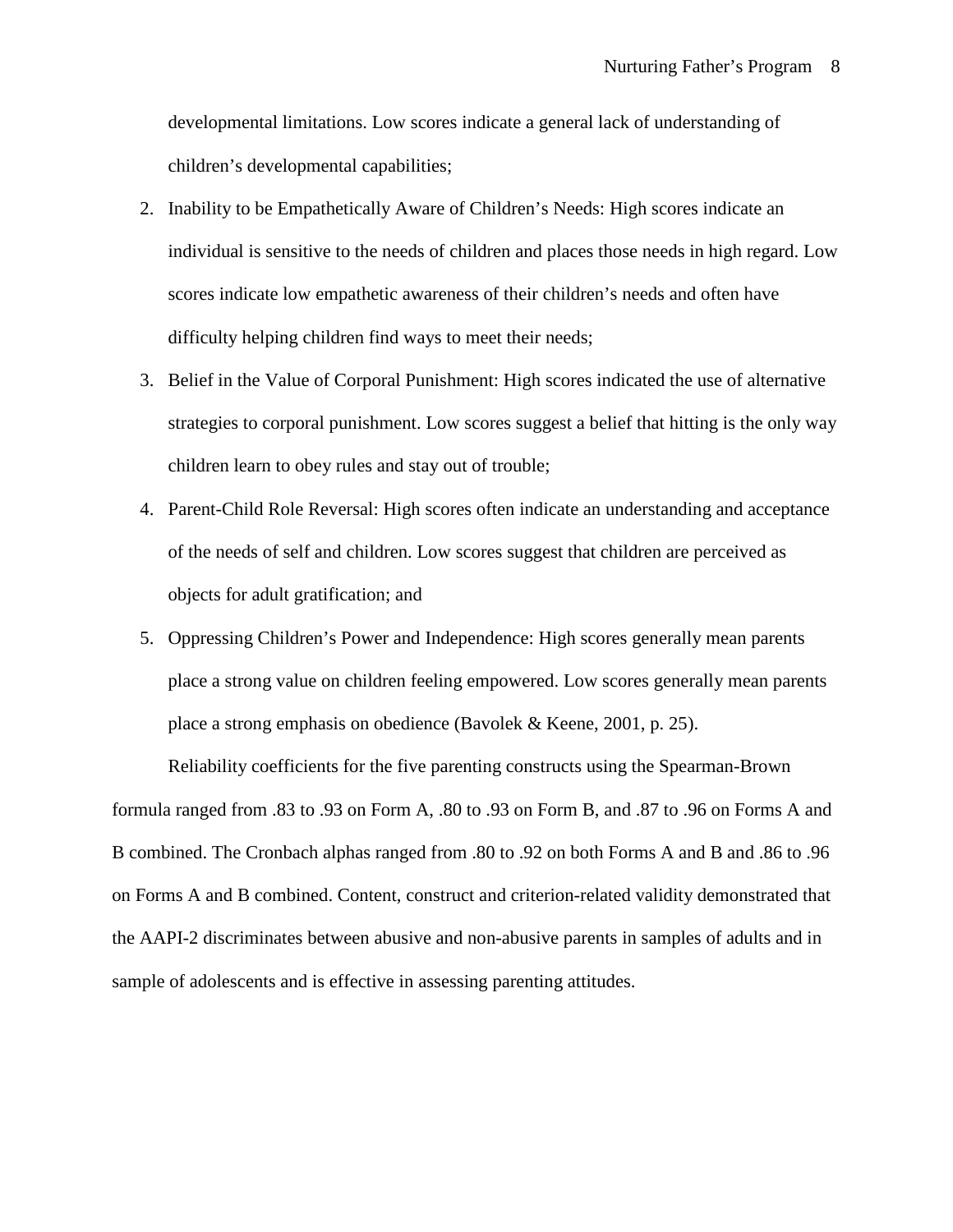developmental limitations. Low scores indicate a general lack of understanding of children's developmental capabilities;

2. Inability to be Empathetically Aware of Children's Needs: High scores indicate an individual is sensitive to the needs of children and places those needs in high regard. Low scores indicate low empathetic awareness of their children's needs and often have difficulty helping children find ways to meet their needs;
3. Belief in the Value of Corporal Punishment: High scores indicated the use of alternative strategies to corporal punishment. Low scores suggest a belief that hitting is the only way children learn to obey rules and stay out of trouble;
4. Parent-Child Role Reversal: High scores often indicate an understanding and acceptance of the needs of self and children. Low scores suggest that children are perceived as objects for adult gratification; and
5. Oppressing Children's Power and Independence: High scores generally mean parents place a strong value on children feeling empowered. Low scores generally mean parents place a strong emphasis on obedience (Bavolek & Keene, 2001, p. 25).

Reliability coefficients for the five parenting constructs using the Spearman-Brown formula ranged from .83 to .93 on Form A, .80 to .93 on Form B, and .87 to .96 on Forms A and B combined. The Cronbach alphas ranged from .80 to .92 on both Forms A and B and .86 to .96 on Forms A and B combined. Content, construct and criterion-related validity demonstrated that the AAPI-2 discriminates between abusive and non-abusive parents in samples of adults and in sample of adolescents and is effective in assessing parenting attitudes.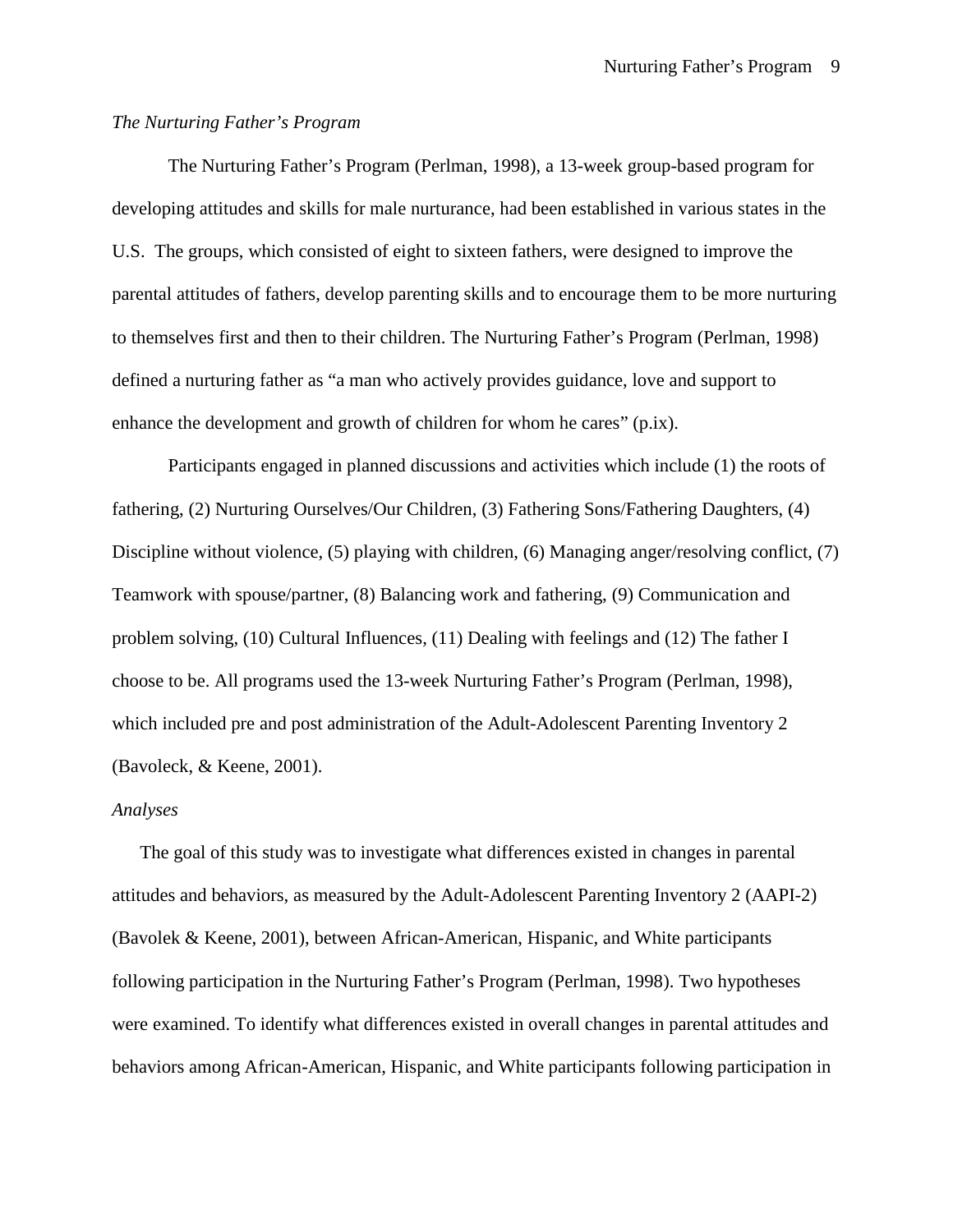*The Nurturing Father's Program*

The Nurturing Father's Program (Perlman, 1998), a 13-week group-based program for developing attitudes and skills for male nurturance, had been established in various states in the U.S. The groups, which consisted of eight to sixteen fathers, were designed to improve the parental attitudes of fathers, develop parenting skills and to encourage them to be more nurturing to themselves first and then to their children. The Nurturing Father's Program (Perlman, 1998) defined a nurturing father as "a man who actively provides guidance, love and support to enhance the development and growth of children for whom he cares" (p.ix).

Participants engaged in planned discussions and activities which include (1) the roots of fathering, (2) Nurturing Ourselves/Our Children, (3) Fathering Sons/Fathering Daughters, (4) Discipline without violence, (5) playing with children, (6) Managing anger/resolving conflict, (7) Teamwork with spouse/partner, (8) Balancing work and fathering, (9) Communication and problem solving, (10) Cultural Influences, (11) Dealing with feelings and (12) The father I choose to be. All programs used the 13-week Nurturing Father's Program (Perlman, 1998), which included pre and post administration of the Adult-Adolescent Parenting Inventory 2 (Bavoleck, & Keene, 2001).

*Analyses*

The goal of this study was to investigate what differences existed in changes in parental attitudes and behaviors, as measured by the Adult-Adolescent Parenting Inventory 2 (AAPI-2) (Bavolek & Keene, 2001), between African-American, Hispanic, and White participants following participation in the Nurturing Father's Program (Perlman, 1998). Two hypotheses were examined. To identify what differences existed in overall changes in parental attitudes and behaviors among African-American, Hispanic, and White participants following participation in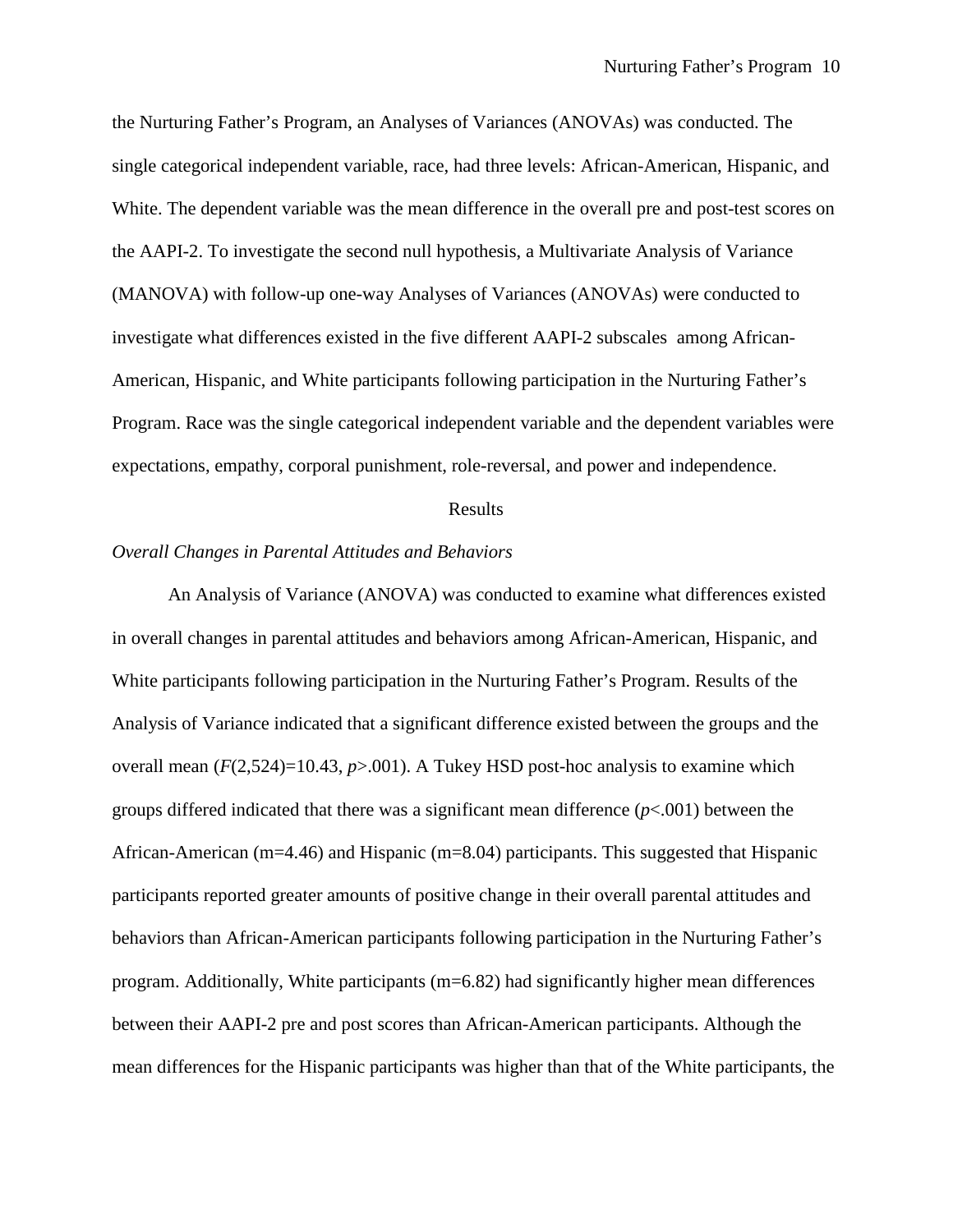the Nurturing Father's Program, an Analyses of Variances (ANOVAs) was conducted. The single categorical independent variable, race, had three levels: African-American, Hispanic, and White. The dependent variable was the mean difference in the overall pre and post-test scores on the AAPI-2. To investigate the second null hypothesis, a Multivariate Analysis of Variance (MANOVA) with follow-up one-way Analyses of Variances (ANOVAs) were conducted to investigate what differences existed in the five different AAPI-2 subscales among African-American, Hispanic, and White participants following participation in the Nurturing Father's Program. Race was the single categorical independent variable and the dependent variables were expectations, empathy, corporal punishment, role-reversal, and power and independence.

## Results

### *Overall Changes in Parental Attitudes and Behaviors*

An Analysis of Variance (ANOVA) was conducted to examine what differences existed in overall changes in parental attitudes and behaviors among African-American, Hispanic, and White participants following participation in the Nurturing Father's Program. Results of the Analysis of Variance indicated that a significant difference existed between the groups and the overall mean ($F(2,524)=10.43$, $p>.001$). A Tukey HSD post-hoc analysis to examine which groups differed indicated that there was a significant mean difference ($p<.001$) between the African-American (m=4.46) and Hispanic (m=8.04) participants. This suggested that Hispanic participants reported greater amounts of positive change in their overall parental attitudes and behaviors than African-American participants following participation in the Nurturing Father's program. Additionally, White participants (m=6.82) had significantly higher mean differences between their AAPI-2 pre and post scores than African-American participants. Although the mean differences for the Hispanic participants was higher than that of the White participants, the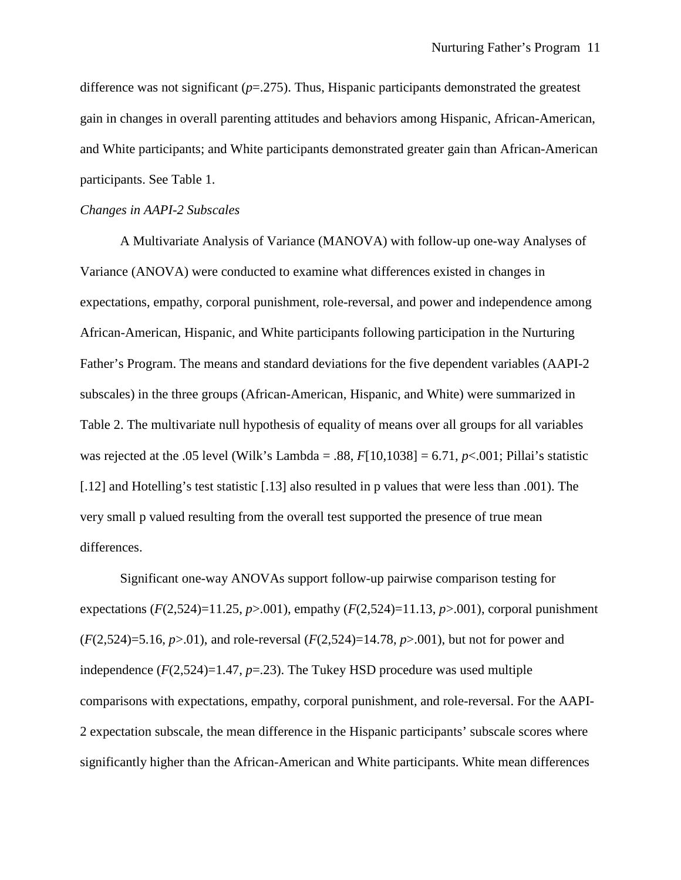difference was not significant ($p$=.275). Thus, Hispanic participants demonstrated the greatest gain in changes in overall parenting attitudes and behaviors among Hispanic, African-American, and White participants; and White participants demonstrated greater gain than African-American participants. See Table 1.

*Changes in AAPI-2 Subscales*

A Multivariate Analysis of Variance (MANOVA) with follow-up one-way Analyses of Variance (ANOVA) were conducted to examine what differences existed in changes in expectations, empathy, corporal punishment, role-reversal, and power and independence among African-American, Hispanic, and White participants following participation in the Nurturing Father's Program. The means and standard deviations for the five dependent variables (AAPI-2 subscales) in the three groups (African-American, Hispanic, and White) were summarized in Table 2. The multivariate null hypothesis of equality of means over all groups for all variables was rejected at the .05 level (Wilk's Lambda = .88, $F$[10,1038] = 6.71, $p$<.001; Pillai's statistic [.12] and Hotelling's test statistic [.13] also resulted in p values that were less than .001). The very small p valued resulting from the overall test supported the presence of true mean differences.

Significant one-way ANOVAs support follow-up pairwise comparison testing for expectations ($F(2,524)$=11.25, $p$>.001), empathy ($F(2,524)$=11.13, $p$>.001), corporal punishment ($F(2,524)$=5.16, $p$>.01), and role-reversal ($F(2,524)$=14.78, $p$>.001), but not for power and independence ($F(2,524)$=1.47, $p$=.23). The Tukey HSD procedure was used multiple comparisons with expectations, empathy, corporal punishment, and role-reversal. For the AAPI-2 expectation subscale, the mean difference in the Hispanic participants' subscale scores where significantly higher than the African-American and White participants. White mean differences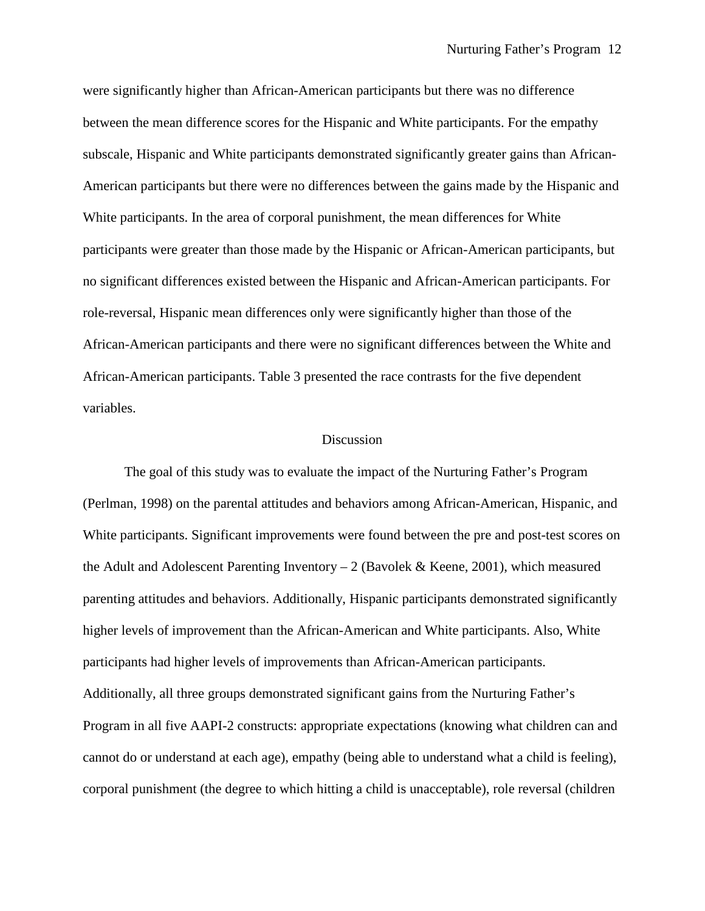were significantly higher than African-American participants but there was no difference between the mean difference scores for the Hispanic and White participants. For the empathy subscale, Hispanic and White participants demonstrated significantly greater gains than African-American participants but there were no differences between the gains made by the Hispanic and White participants. In the area of corporal punishment, the mean differences for White participants were greater than those made by the Hispanic or African-American participants, but no significant differences existed between the Hispanic and African-American participants. For role-reversal, Hispanic mean differences only were significantly higher than those of the African-American participants and there were no significant differences between the White and African-American participants. Table 3 presented the race contrasts for the five dependent variables.

## Discussion

The goal of this study was to evaluate the impact of the Nurturing Father's Program (Perlman, 1998) on the parental attitudes and behaviors among African-American, Hispanic, and White participants. Significant improvements were found between the pre and post-test scores on the Adult and Adolescent Parenting Inventory – 2 (Bavolek & Keene, 2001), which measured parenting attitudes and behaviors. Additionally, Hispanic participants demonstrated significantly higher levels of improvement than the African-American and White participants. Also, White participants had higher levels of improvements than African-American participants. Additionally, all three groups demonstrated significant gains from the Nurturing Father's Program in all five AAPI-2 constructs: appropriate expectations (knowing what children can and cannot do or understand at each age), empathy (being able to understand what a child is feeling), corporal punishment (the degree to which hitting a child is unacceptable), role reversal (children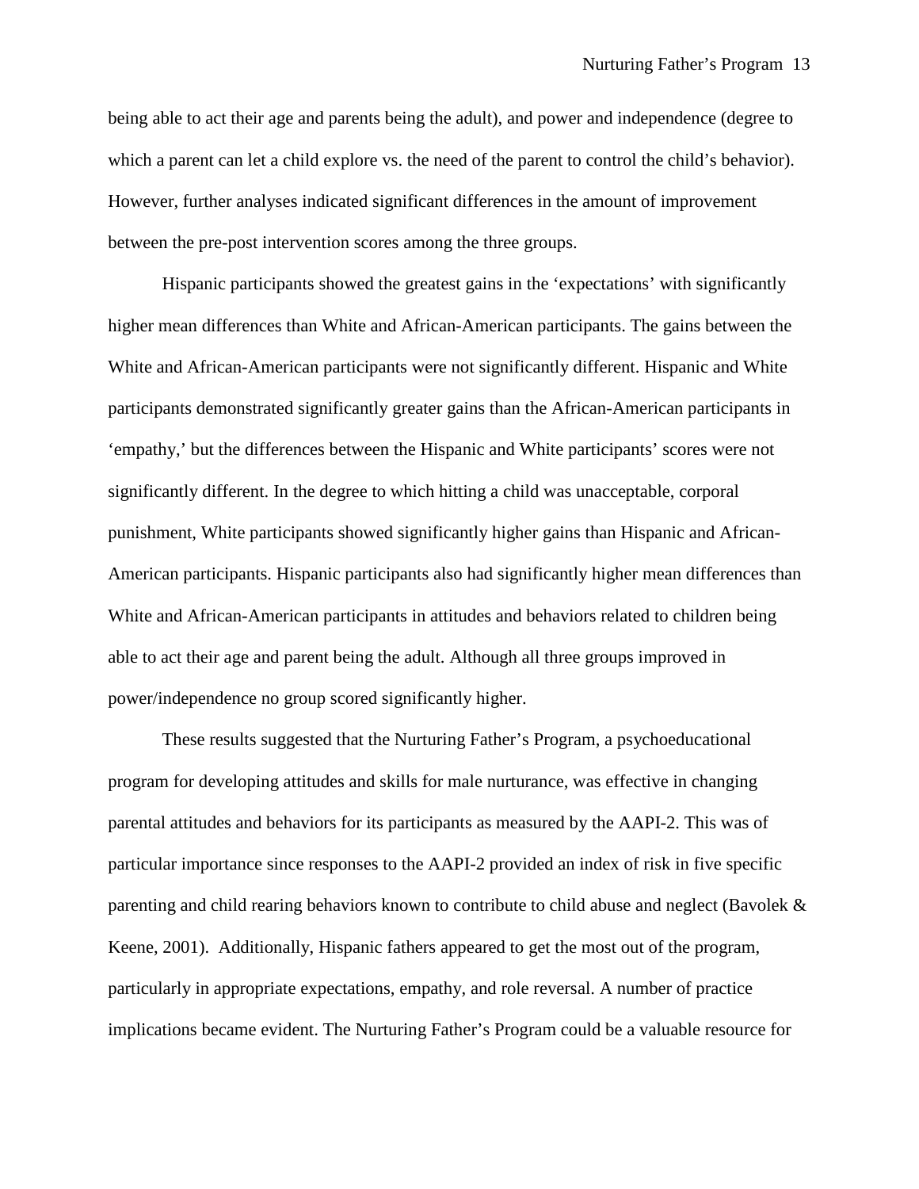being able to act their age and parents being the adult), and power and independence (degree to which a parent can let a child explore vs. the need of the parent to control the child's behavior). However, further analyses indicated significant differences in the amount of improvement between the pre-post intervention scores among the three groups.

Hispanic participants showed the greatest gains in the 'expectations' with significantly higher mean differences than White and African-American participants. The gains between the White and African-American participants were not significantly different. Hispanic and White participants demonstrated significantly greater gains than the African-American participants in 'empathy,' but the differences between the Hispanic and White participants' scores were not significantly different. In the degree to which hitting a child was unacceptable, corporal punishment, White participants showed significantly higher gains than Hispanic and African-American participants. Hispanic participants also had significantly higher mean differences than White and African-American participants in attitudes and behaviors related to children being able to act their age and parent being the adult. Although all three groups improved in power/independence no group scored significantly higher.

These results suggested that the Nurturing Father's Program, a psychoeducational program for developing attitudes and skills for male nurturance, was effective in changing parental attitudes and behaviors for its participants as measured by the AAPI-2. This was of particular importance since responses to the AAPI-2 provided an index of risk in five specific parenting and child rearing behaviors known to contribute to child abuse and neglect (Bavolek & Keene, 2001). Additionally, Hispanic fathers appeared to get the most out of the program, particularly in appropriate expectations, empathy, and role reversal. A number of practice implications became evident. The Nurturing Father's Program could be a valuable resource for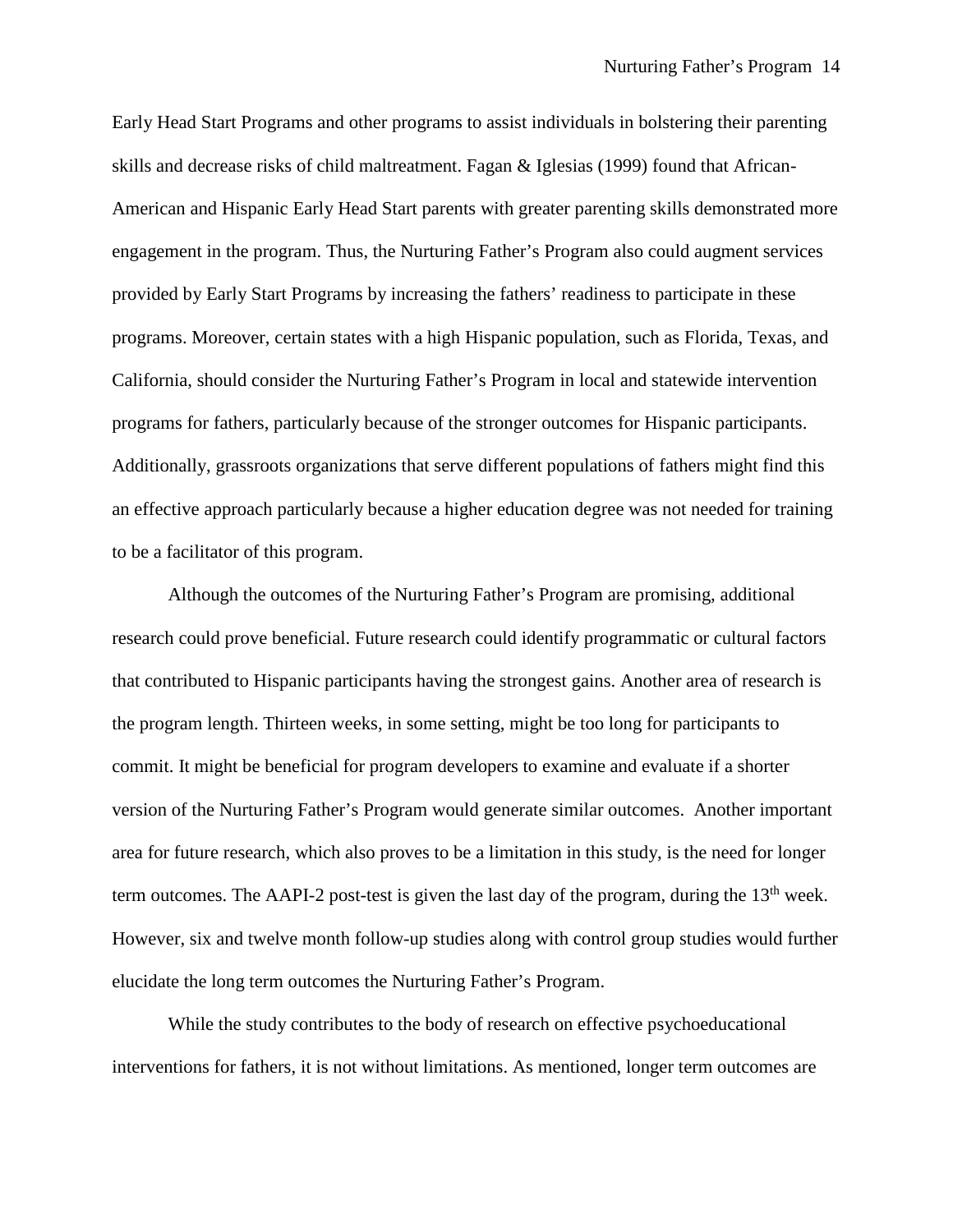Early Head Start Programs and other programs to assist individuals in bolstering their parenting skills and decrease risks of child maltreatment. Fagan & Iglesias (1999) found that African-American and Hispanic Early Head Start parents with greater parenting skills demonstrated more engagement in the program. Thus, the Nurturing Father's Program also could augment services provided by Early Start Programs by increasing the fathers' readiness to participate in these programs. Moreover, certain states with a high Hispanic population, such as Florida, Texas, and California, should consider the Nurturing Father's Program in local and statewide intervention programs for fathers, particularly because of the stronger outcomes for Hispanic participants. Additionally, grassroots organizations that serve different populations of fathers might find this an effective approach particularly because a higher education degree was not needed for training to be a facilitator of this program.

Although the outcomes of the Nurturing Father's Program are promising, additional research could prove beneficial. Future research could identify programmatic or cultural factors that contributed to Hispanic participants having the strongest gains. Another area of research is the program length. Thirteen weeks, in some setting, might be too long for participants to commit. It might be beneficial for program developers to examine and evaluate if a shorter version of the Nurturing Father's Program would generate similar outcomes. Another important area for future research, which also proves to be a limitation in this study, is the need for longer term outcomes. The AAPI-2 post-test is given the last day of the program, during the 13th week. However, six and twelve month follow-up studies along with control group studies would further elucidate the long term outcomes the Nurturing Father's Program.

While the study contributes to the body of research on effective psychoeducational interventions for fathers, it is not without limitations. As mentioned, longer term outcomes are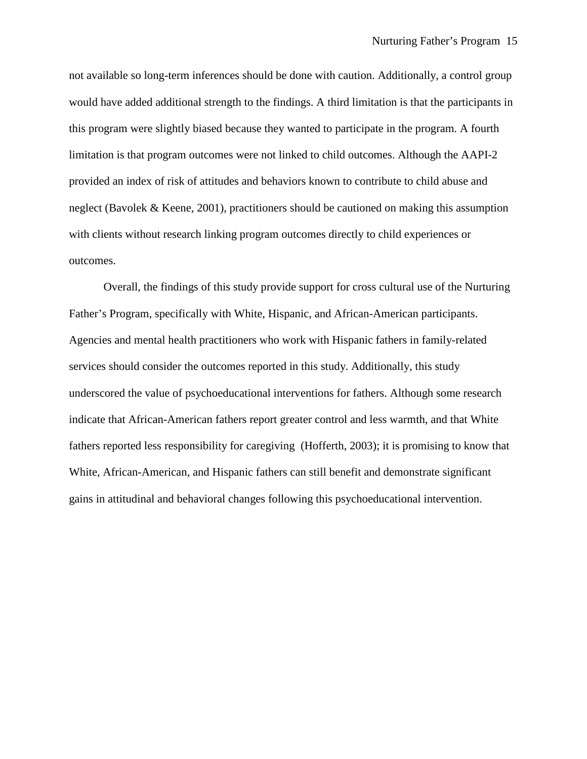not available so long-term inferences should be done with caution. Additionally, a control group would have added additional strength to the findings. A third limitation is that the participants in this program were slightly biased because they wanted to participate in the program. A fourth limitation is that program outcomes were not linked to child outcomes. Although the AAPI-2 provided an index of risk of attitudes and behaviors known to contribute to child abuse and neglect (Bavolek & Keene, 2001), practitioners should be cautioned on making this assumption with clients without research linking program outcomes directly to child experiences or outcomes.

Overall, the findings of this study provide support for cross cultural use of the Nurturing Father's Program, specifically with White, Hispanic, and African-American participants. Agencies and mental health practitioners who work with Hispanic fathers in family-related services should consider the outcomes reported in this study. Additionally, this study underscored the value of psychoeducational interventions for fathers. Although some research indicate that African-American fathers report greater control and less warmth, and that White fathers reported less responsibility for caregiving (Hofferth, 2003); it is promising to know that White, African-American, and Hispanic fathers can still benefit and demonstrate significant gains in attitudinal and behavioral changes following this psychoeducational intervention.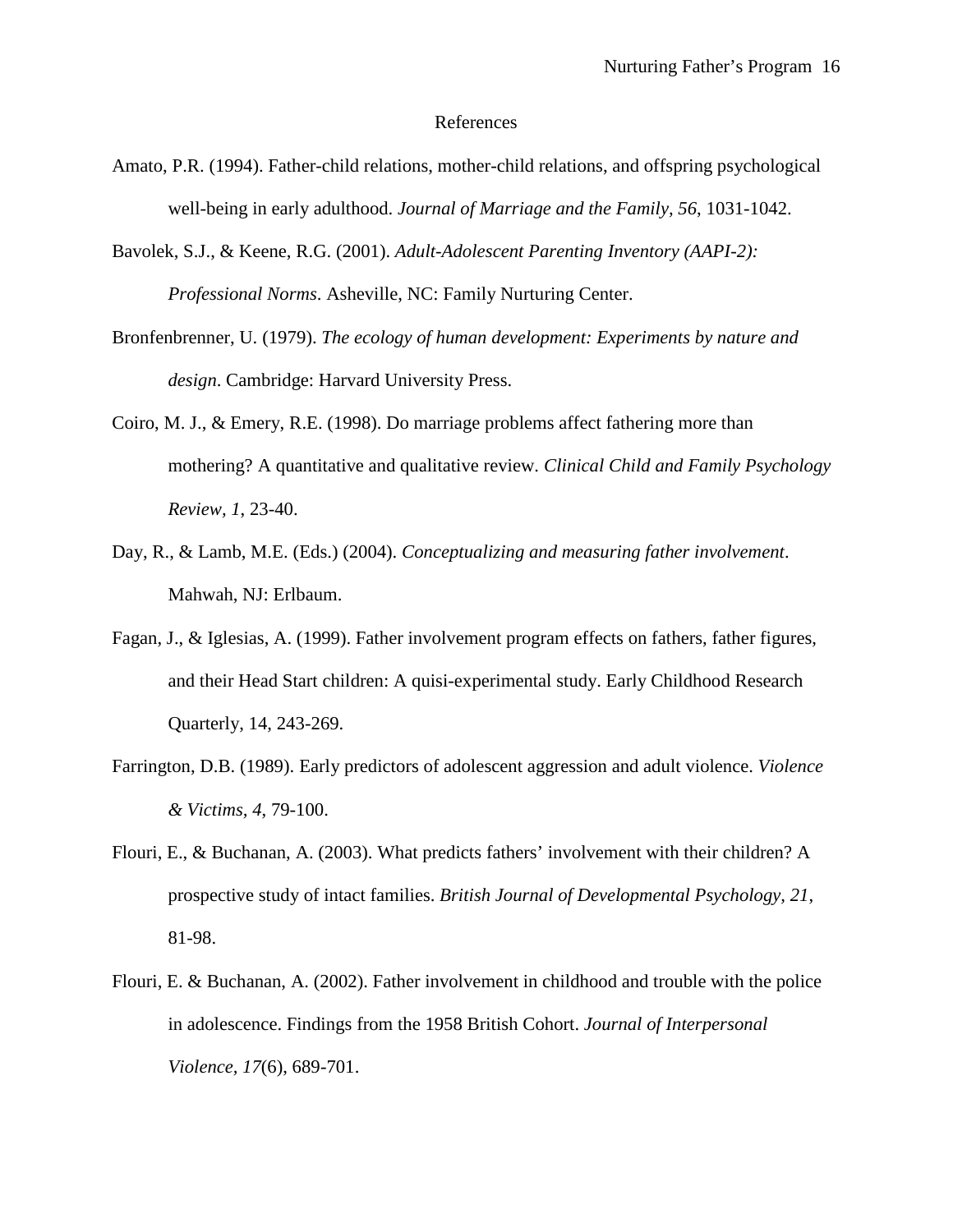# References

Amato, P.R. (1994). Father-child relations, mother-child relations, and offspring psychological well-being in early adulthood. *Journal of Marriage and the Family, 56*, 1031-1042.

Bavolek, S.J., & Keene, R.G. (2001). *Adult-Adolescent Parenting Inventory (AAPI-2): Professional Norms*. Asheville, NC: Family Nurturing Center.

Bronfenbrenner, U. (1979). *The ecology of human development: Experiments by nature and design*. Cambridge: Harvard University Press.

Coiro, M. J., & Emery, R.E. (1998). Do marriage problems affect fathering more than mothering? A quantitative and qualitative review. *Clinical Child and Family Psychology Review, 1*, 23-40.

Day, R., & Lamb, M.E. (Eds.) (2004). *Conceptualizing and measuring father involvement*. Mahwah, NJ: Erlbaum.

Fagan, J., & Iglesias, A. (1999). Father involvement program effects on fathers, father figures, and their Head Start children: A quisi-experimental study. Early Childhood Research Quarterly, 14, 243-269.

Farrington, D.B. (1989). Early predictors of adolescent aggression and adult violence. *Violence & Victims*, *4*, 79-100.

Flouri, E., & Buchanan, A. (2003). What predicts fathers' involvement with their children? A prospective study of intact families. *British Journal of Developmental Psychology*, *21*, 81-98.

Flouri, E. & Buchanan, A. (2002). Father involvement in childhood and trouble with the police in adolescence. Findings from the 1958 British Cohort. *Journal of Interpersonal Violence, 17*(6), 689-701.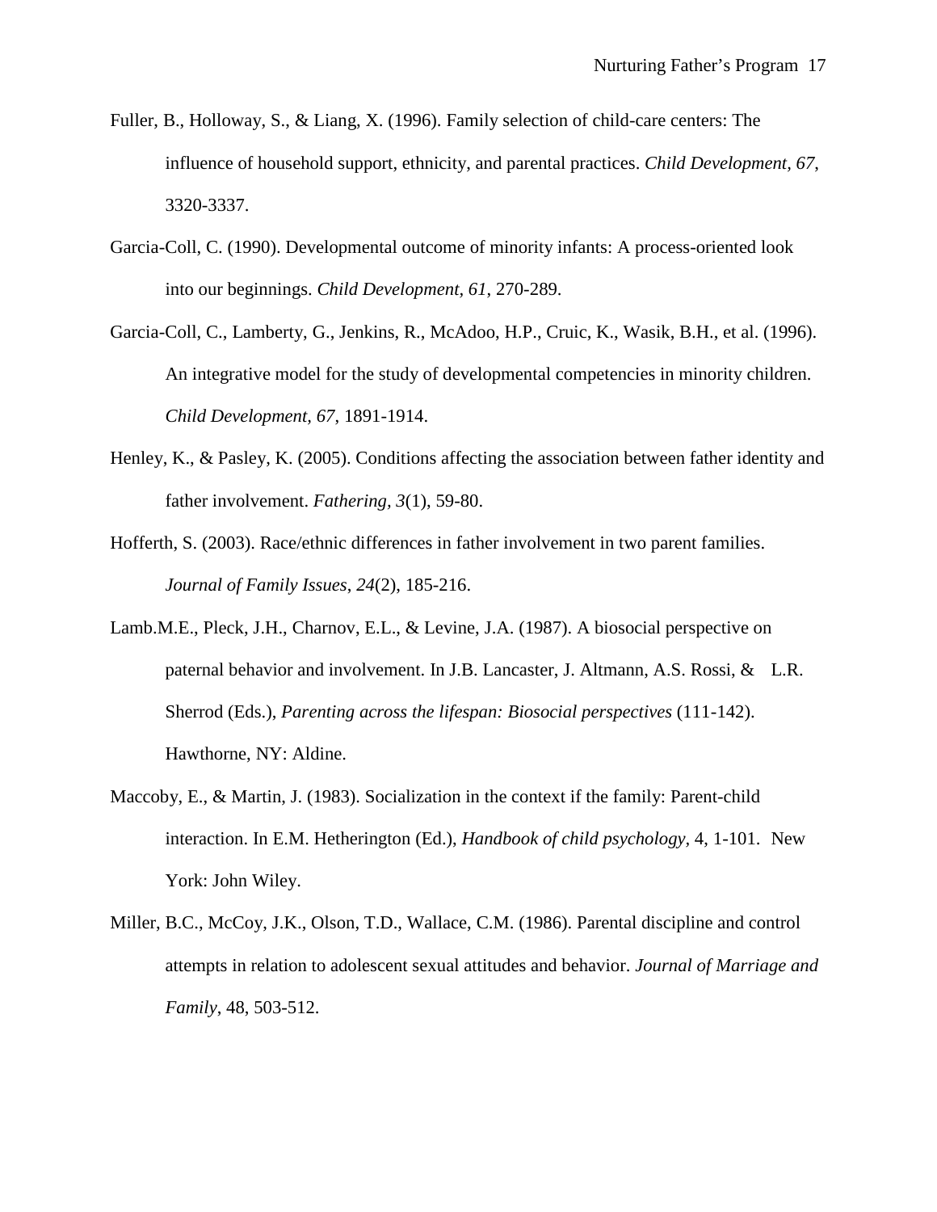Fuller, B., Holloway, S., & Liang, X. (1996). Family selection of child-care centers: The influence of household support, ethnicity, and parental practices. *Child Development*, *67*, 3320-3337.

Garcia-Coll, C. (1990). Developmental outcome of minority infants: A process-oriented look into our beginnings. *Child Development, 61*, 270-289.

Garcia-Coll, C., Lamberty, G., Jenkins, R., McAdoo, H.P., Cruic, K., Wasik, B.H., et al. (1996). An integrative model for the study of developmental competencies in minority children. *Child Development, 67*, 1891-1914.

Henley, K., & Pasley, K. (2005). Conditions affecting the association between father identity and father involvement. *Fathering, 3*(1), 59-80.

Hofferth, S. (2003). Race/ethnic differences in father involvement in two parent families. *Journal of Family Issues*, *24*(2), 185-216.

Lamb.M.E., Pleck, J.H., Charnov, E.L., & Levine, J.A. (1987). A biosocial perspective on paternal behavior and involvement. In J.B. Lancaster, J. Altmann, A.S. Rossi, & L.R. Sherrod (Eds.), *Parenting across the lifespan: Biosocial perspectives* (111-142). Hawthorne, NY: Aldine.

Maccoby, E., & Martin, J. (1983). Socialization in the context if the family: Parent-child interaction. In E.M. Hetherington (Ed.), *Handbook of child psychology,* 4, 1-101. New York: John Wiley.

Miller, B.C., McCoy, J.K., Olson, T.D., Wallace, C.M. (1986). Parental discipline and control attempts in relation to adolescent sexual attitudes and behavior. *Journal of Marriage and Family*, 48, 503-512.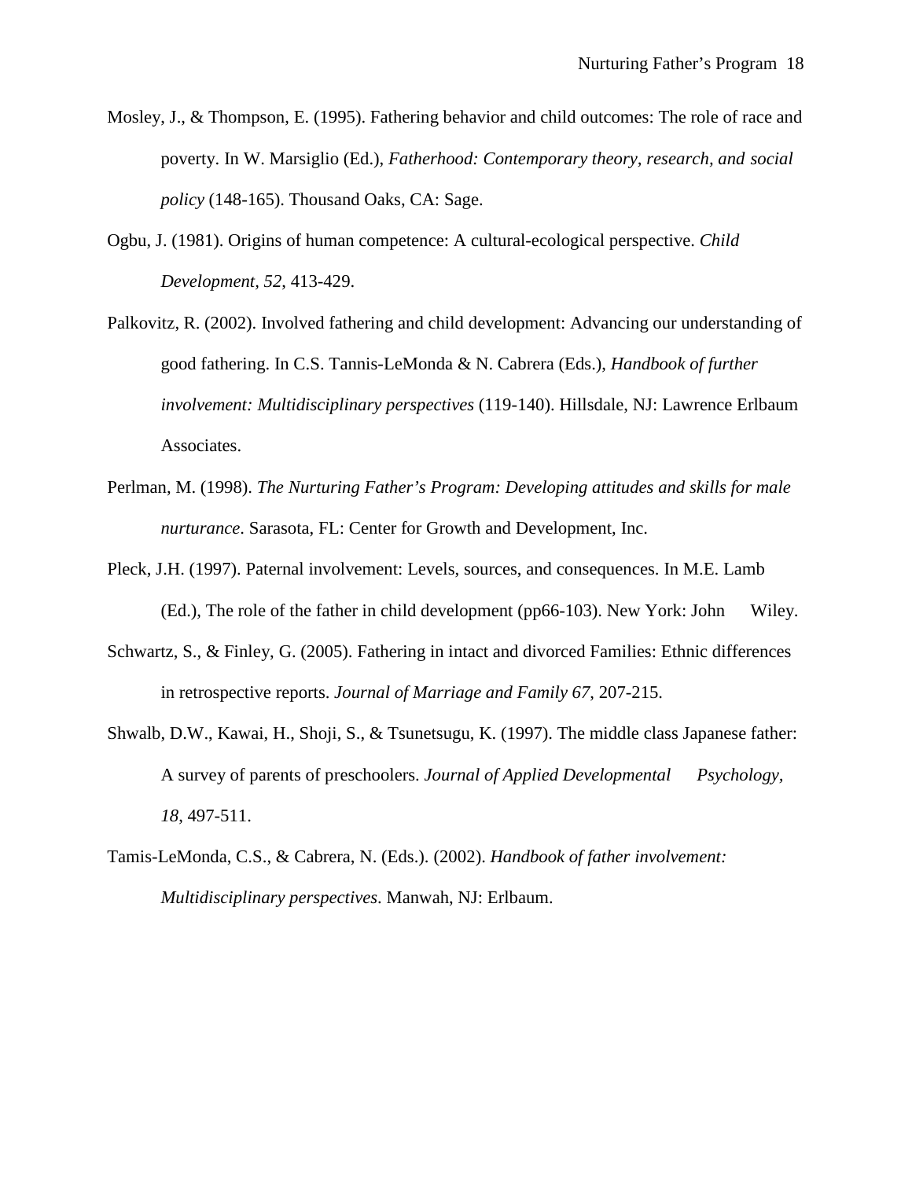Mosley, J., & Thompson, E. (1995). Fathering behavior and child outcomes: The role of race and poverty. In W. Marsiglio (Ed.), *Fatherhood: Contemporary theory, research, and social policy* (148-165). Thousand Oaks, CA: Sage.

Ogbu, J. (1981). Origins of human competence: A cultural-ecological perspective. *Child Development, 52*, 413-429.

Palkovitz, R. (2002). Involved fathering and child development: Advancing our understanding of good fathering. In C.S. Tannis-LeMonda & N. Cabrera (Eds.), *Handbook of further involvement: Multidisciplinary perspectives* (119-140). Hillsdale, NJ: Lawrence Erlbaum Associates.

Perlman, M. (1998). *The Nurturing Father's Program: Developing attitudes and skills for male nurturance*. Sarasota, FL: Center for Growth and Development, Inc.

Pleck, J.H. (1997). Paternal involvement: Levels, sources, and consequences. In M.E. Lamb (Ed.), The role of the father in child development (pp66-103). New York: John Wiley.

Schwartz, S., & Finley, G. (2005). Fathering in intact and divorced Families: Ethnic differences in retrospective reports. *Journal of Marriage and Family 67*, 207-215.

Shwalb, D.W., Kawai, H., Shoji, S., & Tsunetsugu, K. (1997). The middle class Japanese father: A survey of parents of preschoolers. *Journal of Applied Developmental Psychology, 18*, 497-511.

Tamis-LeMonda, C.S., & Cabrera, N. (Eds.). (2002). *Handbook of father involvement: Multidisciplinary perspectives*. Manwah, NJ: Erlbaum.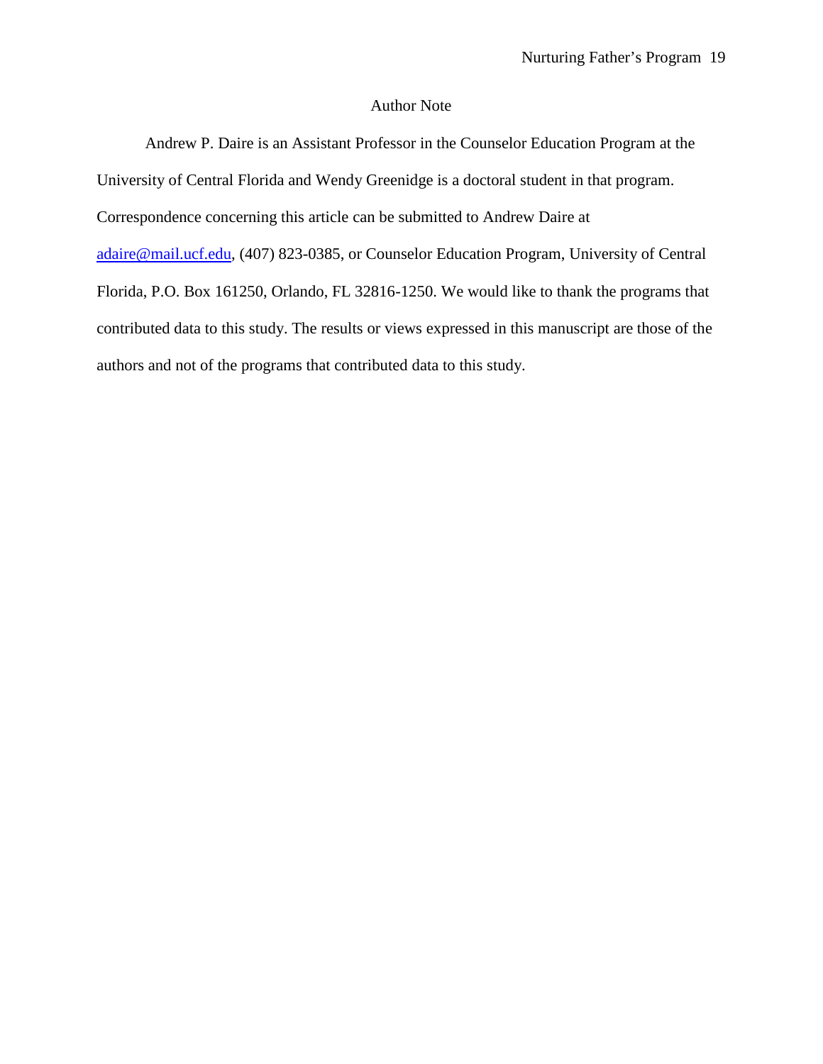# Author Note

Andrew P. Daire is an Assistant Professor in the Counselor Education Program at the University of Central Florida and Wendy Greenidge is a doctoral student in that program. Correspondence concerning this article can be submitted to Andrew Daire at adaire@mail.ucf.edu, (407) 823-0385, or Counselor Education Program, University of Central Florida, P.O. Box 161250, Orlando, FL 32816-1250. We would like to thank the programs that contributed data to this study. The results or views expressed in this manuscript are those of the authors and not of the programs that contributed data to this study.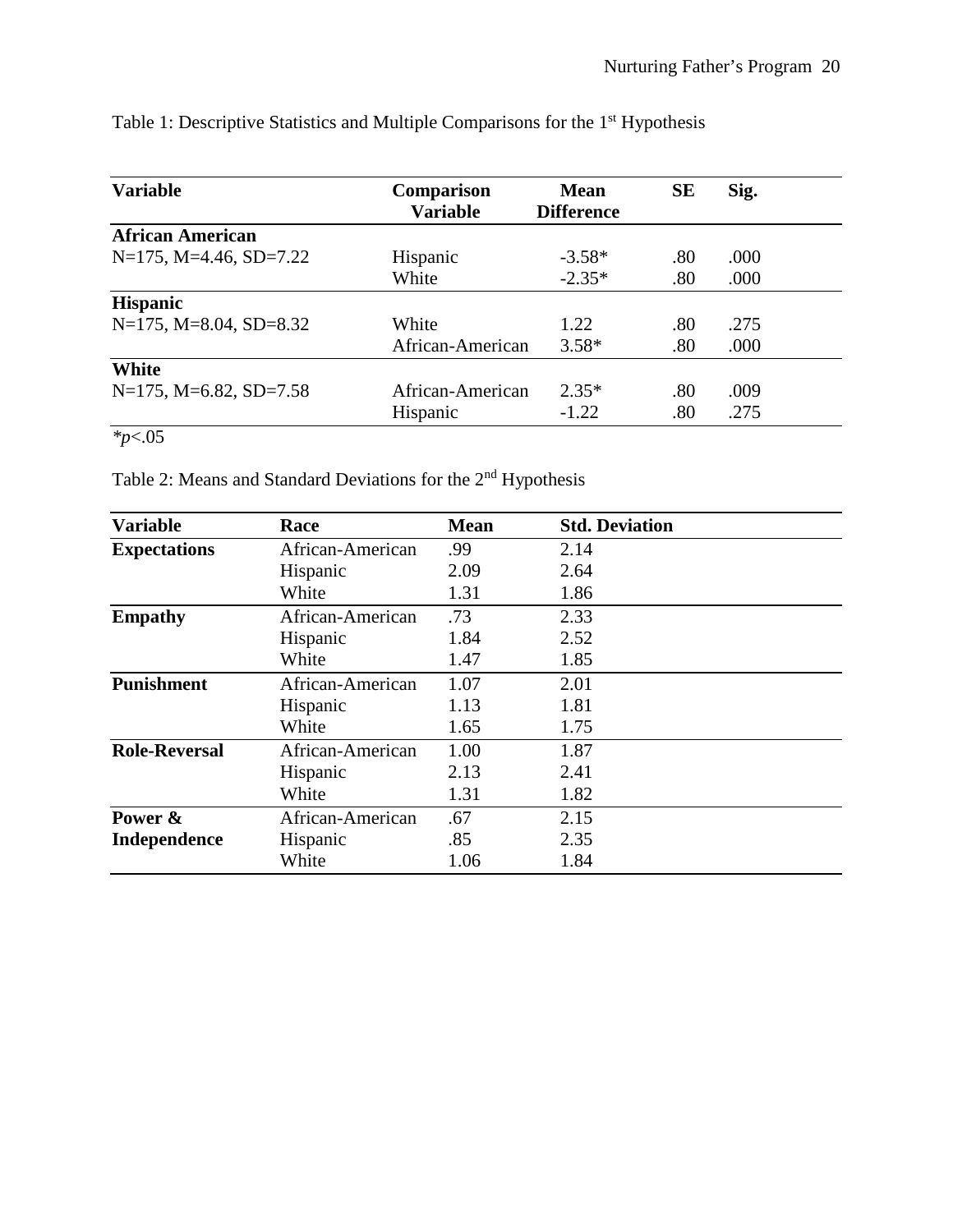Table 1: Descriptive Statistics and Multiple Comparisons for the 1st Hypothesis

| Variable | Comparison Variable | Mean Difference | SE | Sig. |
|---|---|---|---|---|
| **African American** | | | | |
| N=175, M=4.46, SD=7.22 | Hispanic | -3.58* | .80 | .000 |
| | White | -2.35* | .80 | .000 |
| **Hispanic** | | | | |
| N=175, M=8.04, SD=8.32 | White | 1.22 | .80 | .275 |
| | African-American | 3.58* | .80 | .000 |
| **White** | | | | |
| N=175, M=6.82, SD=7.58 | African-American | 2.35* | .80 | .009 |
| | Hispanic | -1.22 | .80 | .275 |

*$p<.05$

Table 2: Means and Standard Deviations for the 2nd Hypothesis

| Variable | Race | Mean | Std. Deviation |
|---|---|---|---|
| **Expectations** | African-American | .99 | 2.14 |
| | Hispanic | 2.09 | 2.64 |
| | White | 1.31 | 1.86 |
| **Empathy** | African-American | .73 | 2.33 |
| | Hispanic | 1.84 | 2.52 |
| | White | 1.47 | 1.85 |
| **Punishment** | African-American | 1.07 | 2.01 |
| | Hispanic | 1.13 | 1.81 |
| | White | 1.65 | 1.75 |
| **Role-Reversal** | African-American | 1.00 | 1.87 |
| | Hispanic | 2.13 | 2.41 |
| | White | 1.31 | 1.82 |
| **Power & Independence** | African-American | .67 | 2.15 |
| | Hispanic | .85 | 2.35 |
| | White | 1.06 | 1.84 |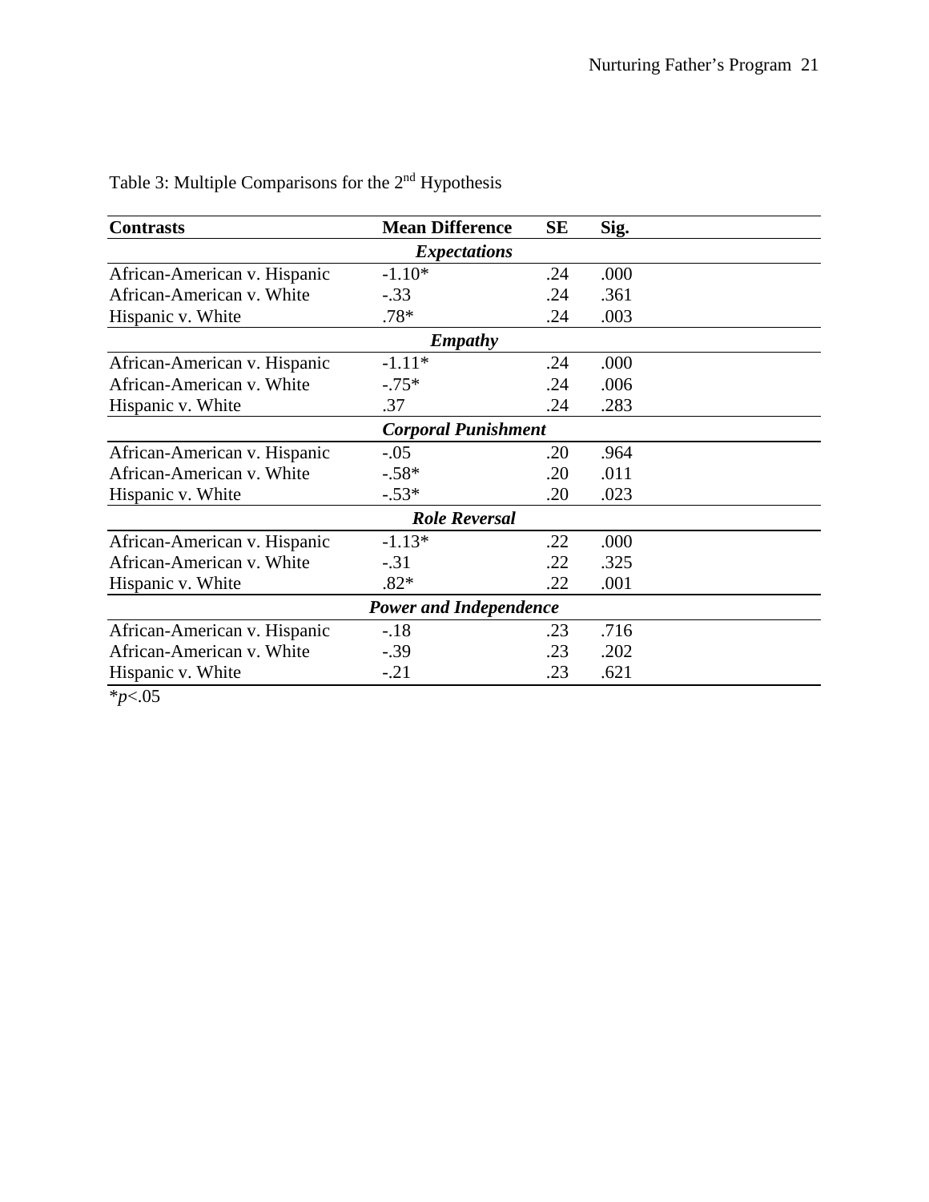Table 3: Multiple Comparisons for the 2nd Hypothesis

| Contrasts | Mean Difference | SE | Sig. |
|---|---|---|---|
| ***Expectations*** | | | |
| African-American v. Hispanic | -1.10* | .24 | .000 |
| African-American v. White | -.33 | .24 | .361 |
| Hispanic v. White | .78* | .24 | .003 |
| ***Empathy*** | | | |
| African-American v. Hispanic | -1.11* | .24 | .000 |
| African-American v. White | -.75* | .24 | .006 |
| Hispanic v. White | .37 | .24 | .283 |
| ***Corporal Punishment*** | | | |
| African-American v. Hispanic | -.05 | .20 | .964 |
| African-American v. White | -.58* | .20 | .011 |
| Hispanic v. White | -.53* | .20 | .023 |
| ***Role Reversal*** | | | |
| African-American v. Hispanic | -1.13* | .22 | .000 |
| African-American v. White | -.31 | .22 | .325 |
| Hispanic v. White | .82* | .22 | .001 |
| ***Power and Independence*** | | | |
| African-American v. Hispanic | -.18 | .23 | .716 |
| African-American v. White | -.39 | .23 | .202 |
| Hispanic v. White | -.21 | .23 | .621 |

*$p<.05$